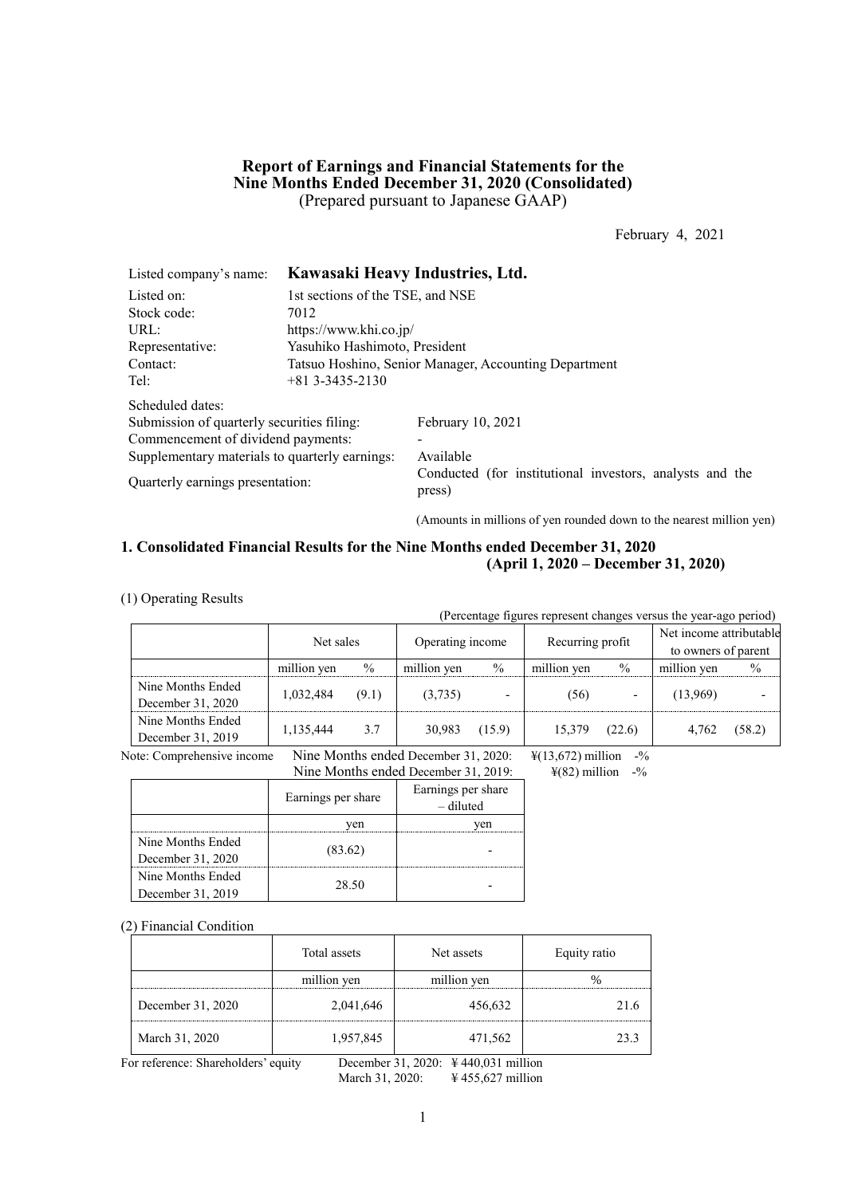# Report of Earnings and Financial Statements for the Nine Months Ended December 31, 2020 (Consolidated)
(Prepared pursuant to Japanese GAAP)

February 4, 2021

| | |
|---|---|
| Listed company's name: | **Kawasaki Heavy Industries, Ltd.** |
| Listed on: | 1st sections of the TSE, and NSE |
| Stock code: | 7012 |
| URL: | https://www.khi.co.jp/ |
| Representative: | Yasuhiko Hashimoto, President |
| Contact: | Tatsuo Hoshino, Senior Manager, Accounting Department |
| Tel: | +81 3-3435-2130 |

Scheduled dates:

| | |
|---|---|
| Submission of quarterly securities filing: | February 10, 2021 |
| Commencement of dividend payments: | - |
| Supplementary materials to quarterly earnings: | Available |
| Quarterly earnings presentation: | Conducted (for institutional investors, analysts and the press) |

(Amounts in millions of yen rounded down to the nearest million yen)

## 1. Consolidated Financial Results for the Nine Months ended December 31, 2020 (April 1, 2020 – December 31, 2020)

(1) Operating Results

(Percentage figures represent changes versus the year-ago period)

| | Net sales | | Operating income | | Recurring profit | | Net income attributable to owners of parent | |
|---|---|---|---|---|---|---|---|---|
| | million yen | % | million yen | % | million yen | % | million yen | % |
| Nine Months Ended December 31, 2020 | 1,032,484 | (9.1) | (3,735) | - | (56) | - | (13,969) | - |
| Nine Months Ended December 31, 2019 | 1,135,444 | 3.7 | 30,983 | (15.9) | 15,379 | (22.6) | 4,762 | (58.2) |

Note: Comprehensive income Nine Months ended December 31, 2020: ¥(13,672) million -%
Nine Months ended December 31, 2019: ¥(82) million -%

| | Earnings per share | Earnings per share – diluted |
|---|---|---|
| | yen | yen |
| Nine Months Ended December 31, 2020 | (83.62) | - |
| Nine Months Ended December 31, 2019 | 28.50 | - |

(2) Financial Condition

| | Total assets | Net assets | Equity ratio |
|---|---|---|---|
| | million yen | million yen | % |
| December 31, 2020 | 2,041,646 | 456,632 | 21.6 |
| March 31, 2020 | 1,957,845 | 471,562 | 23.3 |

For reference: Shareholders' equity December 31, 2020: ¥440,031 million
March 31, 2020: ¥455,627 million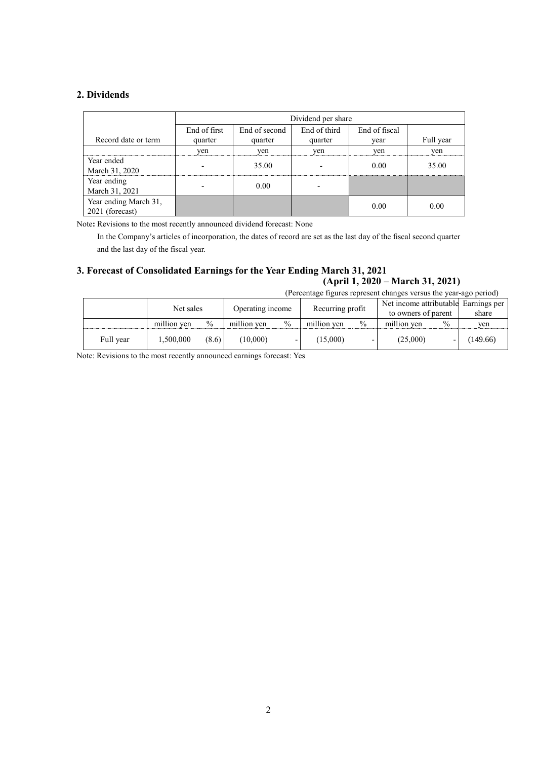## 2. Dividends

| Record date or term | Dividend per share | | | | |
|---|---|---|---|---|---|
| | End of first quarter | End of second quarter | End of third quarter | End of fiscal year | Full year |
| | yen | yen | yen | yen | yen |
| Year ended March 31, 2020 | - | 35.00 | - | 0.00 | 35.00 |
| Year ending March 31, 2021 | - | 0.00 | - | | |
| Year ending March 31, 2021 (forecast) | | | | 0.00 | 0.00 |

Note**:** Revisions to the most recently announced dividend forecast: None

In the Company's articles of incorporation, the dates of record are set as the last day of the fiscal second quarter and the last day of the fiscal year.

## 3. Forecast of Consolidated Earnings for the Year Ending March 31, 2021 (April 1, 2020 – March 31, 2021)

(Percentage figures represent changes versus the year-ago period)

| | Net sales | | Operating income | | Recurring profit | | Net income attributable to owners of parent | | Earnings per share |
|---|---|---|---|---|---|---|---|---|---|
| | million yen | % | million yen | % | million yen | % | million yen | % | yen |
| Full year | 1,500,000 | (8.6) | (10,000) | - | (15,000) | - | (25,000) | - | (149.66) |

Note: Revisions to the most recently announced earnings forecast: Yes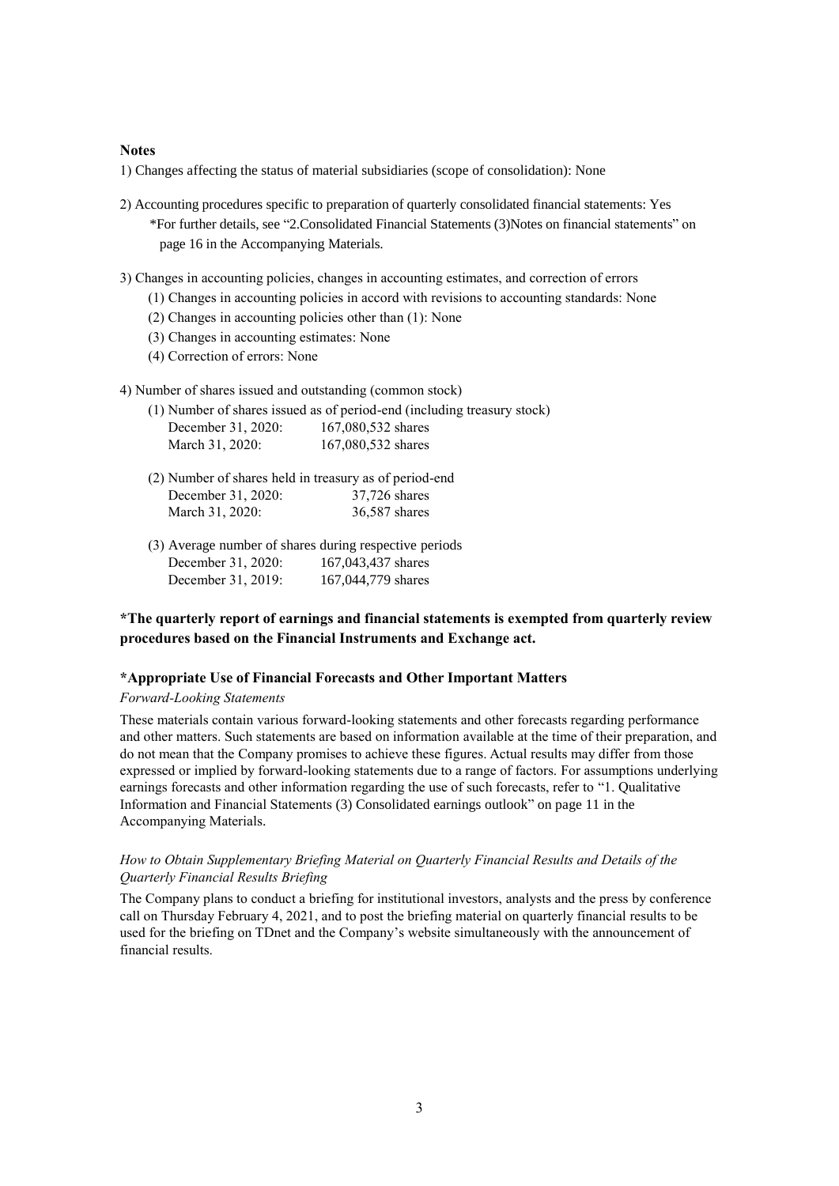**Notes**

1) Changes affecting the status of material subsidiaries (scope of consolidation): None

2) Accounting procedures specific to preparation of quarterly consolidated financial statements: Yes
   *For further details, see "2.Consolidated Financial Statements (3)Notes on financial statements" on page 16 in the Accompanying Materials.

3) Changes in accounting policies, changes in accounting estimates, and correction of errors
   (1) Changes in accounting policies in accord with revisions to accounting standards: None
   (2) Changes in accounting policies other than (1): None
   (3) Changes in accounting estimates: None
   (4) Correction of errors: None

4) Number of shares issued and outstanding (common stock)
   (1) Number of shares issued as of period-end (including treasury stock)
   December 31, 2020: 167,080,532 shares
   March 31, 2020: 167,080,532 shares

   (2) Number of shares held in treasury as of period-end
   December 31, 2020: 37,726 shares
   March 31, 2020: 36,587 shares

   (3) Average number of shares during respective periods
   December 31, 2020: 167,043,437 shares
   December 31, 2019: 167,044,779 shares

**\*The quarterly report of earnings and financial statements is exempted from quarterly review procedures based on the Financial Instruments and Exchange act.**

**\*Appropriate Use of Financial Forecasts and Other Important Matters**

*Forward-Looking Statements*

These materials contain various forward-looking statements and other forecasts regarding performance and other matters. Such statements are based on information available at the time of their preparation, and do not mean that the Company promises to achieve these figures. Actual results may differ from those expressed or implied by forward-looking statements due to a range of factors. For assumptions underlying earnings forecasts and other information regarding the use of such forecasts, refer to "1. Qualitative Information and Financial Statements (3) Consolidated earnings outlook" on page 11 in the Accompanying Materials.

*How to Obtain Supplementary Briefing Material on Quarterly Financial Results and Details of the Quarterly Financial Results Briefing*

The Company plans to conduct a briefing for institutional investors, analysts and the press by conference call on Thursday February 4, 2021, and to post the briefing material on quarterly financial results to be used for the briefing on TDnet and the Company's website simultaneously with the announcement of financial results.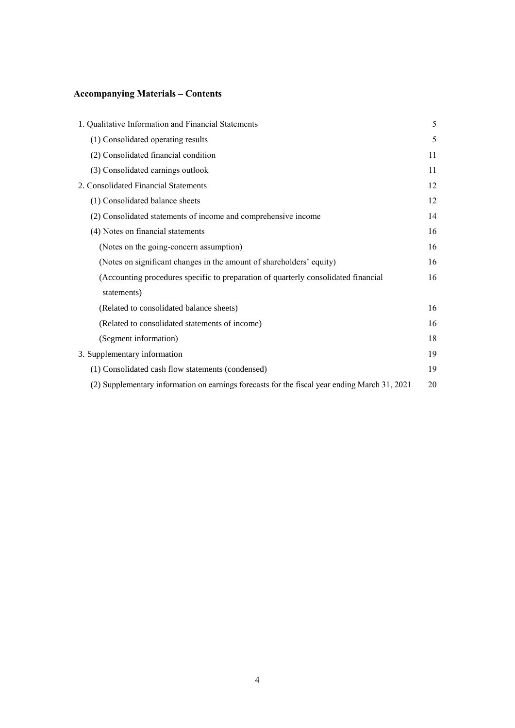## Accompanying Materials – Contents

| | |
|---|---|
| 1. Qualitative Information and Financial Statements | 5 |
| (1) Consolidated operating results | 5 |
| (2) Consolidated financial condition | 11 |
| (3) Consolidated earnings outlook | 11 |
| 2. Consolidated Financial Statements | 12 |
| (1) Consolidated balance sheets | 12 |
| (2) Consolidated statements of income and comprehensive income | 14 |
| (4) Notes on financial statements | 16 |
| (Notes on the going-concern assumption) | 16 |
| (Notes on significant changes in the amount of shareholders' equity) | 16 |
| (Accounting procedures specific to preparation of quarterly consolidated financial statements) | 16 |
| (Related to consolidated balance sheets) | 16 |
| (Related to consolidated statements of income) | 16 |
| (Segment information) | 18 |
| 3. Supplementary information | 19 |
| (1) Consolidated cash flow statements (condensed) | 19 |
| (2) Supplementary information on earnings forecasts for the fiscal year ending March 31, 2021 | 20 |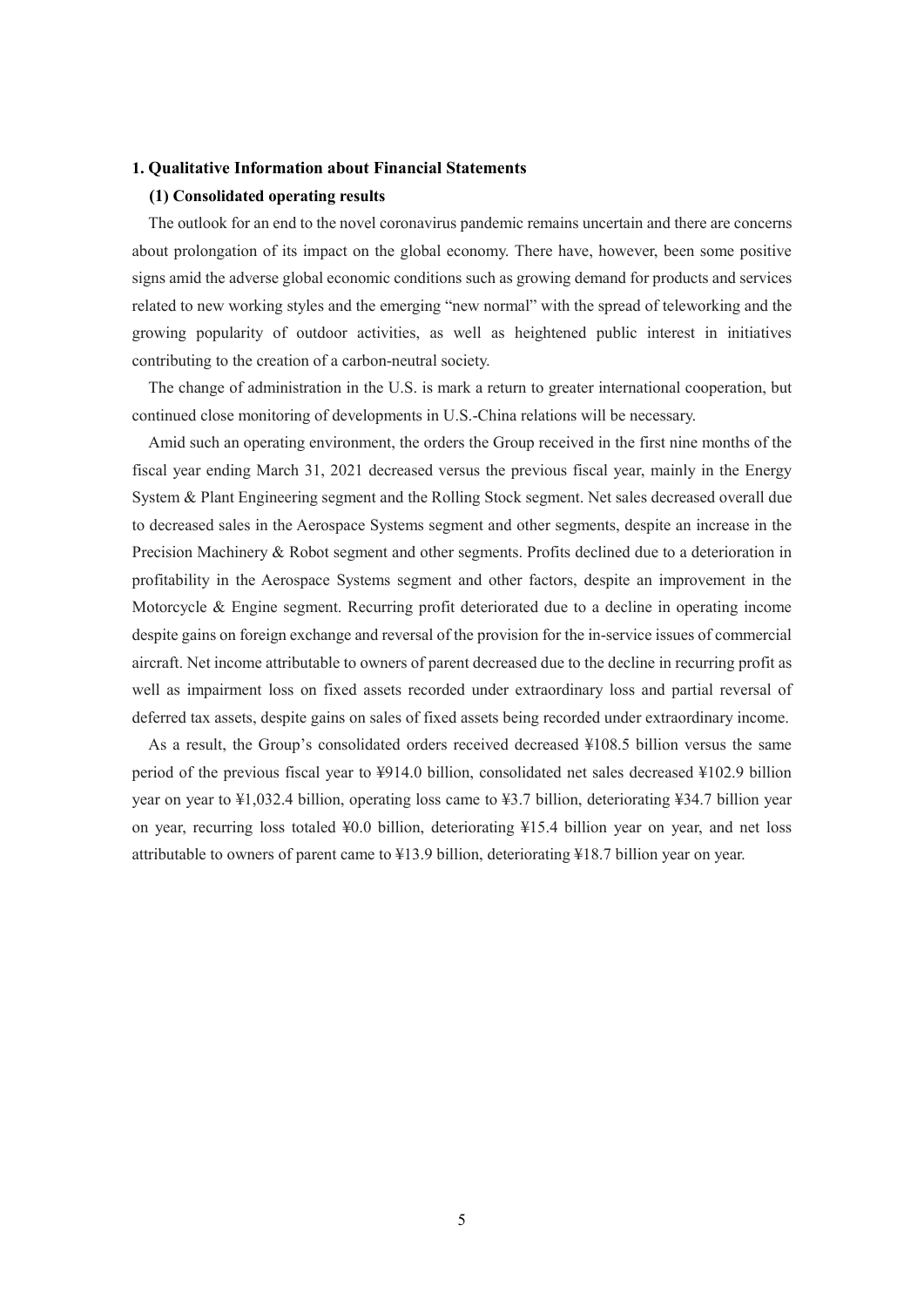## 1. Qualitative Information about Financial Statements

### (1) Consolidated operating results

The outlook for an end to the novel coronavirus pandemic remains uncertain and there are concerns about prolongation of its impact on the global economy. There have, however, been some positive signs amid the adverse global economic conditions such as growing demand for products and services related to new working styles and the emerging "new normal" with the spread of teleworking and the growing popularity of outdoor activities, as well as heightened public interest in initiatives contributing to the creation of a carbon-neutral society.

The change of administration in the U.S. is mark a return to greater international cooperation, but continued close monitoring of developments in U.S.-China relations will be necessary.

Amid such an operating environment, the orders the Group received in the first nine months of the fiscal year ending March 31, 2021 decreased versus the previous fiscal year, mainly in the Energy System & Plant Engineering segment and the Rolling Stock segment. Net sales decreased overall due to decreased sales in the Aerospace Systems segment and other segments, despite an increase in the Precision Machinery & Robot segment and other segments. Profits declined due to a deterioration in profitability in the Aerospace Systems segment and other factors, despite an improvement in the Motorcycle & Engine segment. Recurring profit deteriorated due to a decline in operating income despite gains on foreign exchange and reversal of the provision for the in-service issues of commercial aircraft. Net income attributable to owners of parent decreased due to the decline in recurring profit as well as impairment loss on fixed assets recorded under extraordinary loss and partial reversal of deferred tax assets, despite gains on sales of fixed assets being recorded under extraordinary income.

As a result, the Group's consolidated orders received decreased ¥108.5 billion versus the same period of the previous fiscal year to ¥914.0 billion, consolidated net sales decreased ¥102.9 billion year on year to ¥1,032.4 billion, operating loss came to ¥3.7 billion, deteriorating ¥34.7 billion year on year, recurring loss totaled ¥0.0 billion, deteriorating ¥15.4 billion year on year, and net loss attributable to owners of parent came to ¥13.9 billion, deteriorating ¥18.7 billion year on year.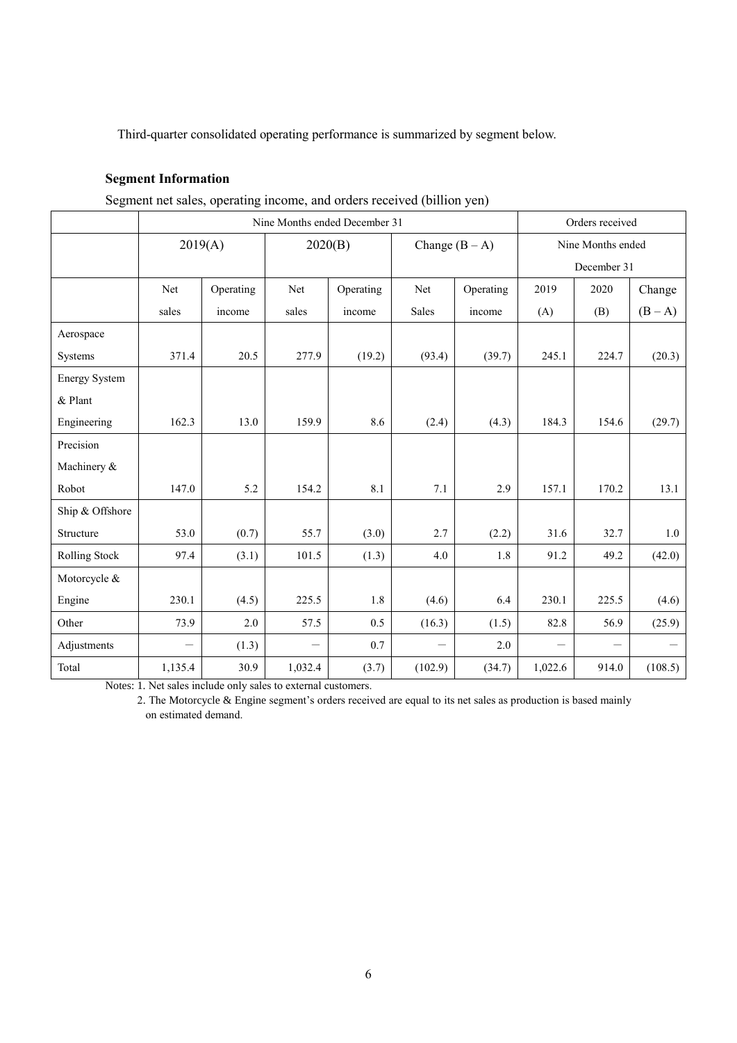Third-quarter consolidated operating performance is summarized by segment below.

**Segment Information**

Segment net sales, operating income, and orders received (billion yen)

| | Nine Months ended December 31 | | | | | | Orders received | | |
|---|---|---|---|---|---|---|---|---|---|
| | 2019(A) | | 2020(B) | | Change (B – A) | | Nine Months ended December 31 | | |
| | Net sales | Operating income | Net sales | Operating income | Net Sales | Operating income | 2019 (A) | 2020 (B) | Change (B – A) |
| Aerospace Systems | 371.4 | 20.5 | 277.9 | (19.2) | (93.4) | (39.7) | 245.1 | 224.7 | (20.3) |
| Energy System & Plant Engineering | 162.3 | 13.0 | 159.9 | 8.6 | (2.4) | (4.3) | 184.3 | 154.6 | (29.7) |
| Precision Machinery & Robot | 147.0 | 5.2 | 154.2 | 8.1 | 7.1 | 2.9 | 157.1 | 170.2 | 13.1 |
| Ship & Offshore Structure | 53.0 | (0.7) | 55.7 | (3.0) | 2.7 | (2.2) | 31.6 | 32.7 | 1.0 |
| Rolling Stock | 97.4 | (3.1) | 101.5 | (1.3) | 4.0 | 1.8 | 91.2 | 49.2 | (42.0) |
| Motorcycle & Engine | 230.1 | (4.5) | 225.5 | 1.8 | (4.6) | 6.4 | 230.1 | 225.5 | (4.6) |
| Other | 73.9 | 2.0 | 57.5 | 0.5 | (16.3) | (1.5) | 82.8 | 56.9 | (25.9) |
| Adjustments | — | (1.3) | — | 0.7 | — | 2.0 | — | — | — |
| Total | 1,135.4 | 30.9 | 1,032.4 | (3.7) | (102.9) | (34.7) | 1,022.6 | 914.0 | (108.5) |

Notes: 1. Net sales include only sales to external customers.

2. The Motorcycle & Engine segment's orders received are equal to its net sales as production is based mainly on estimated demand.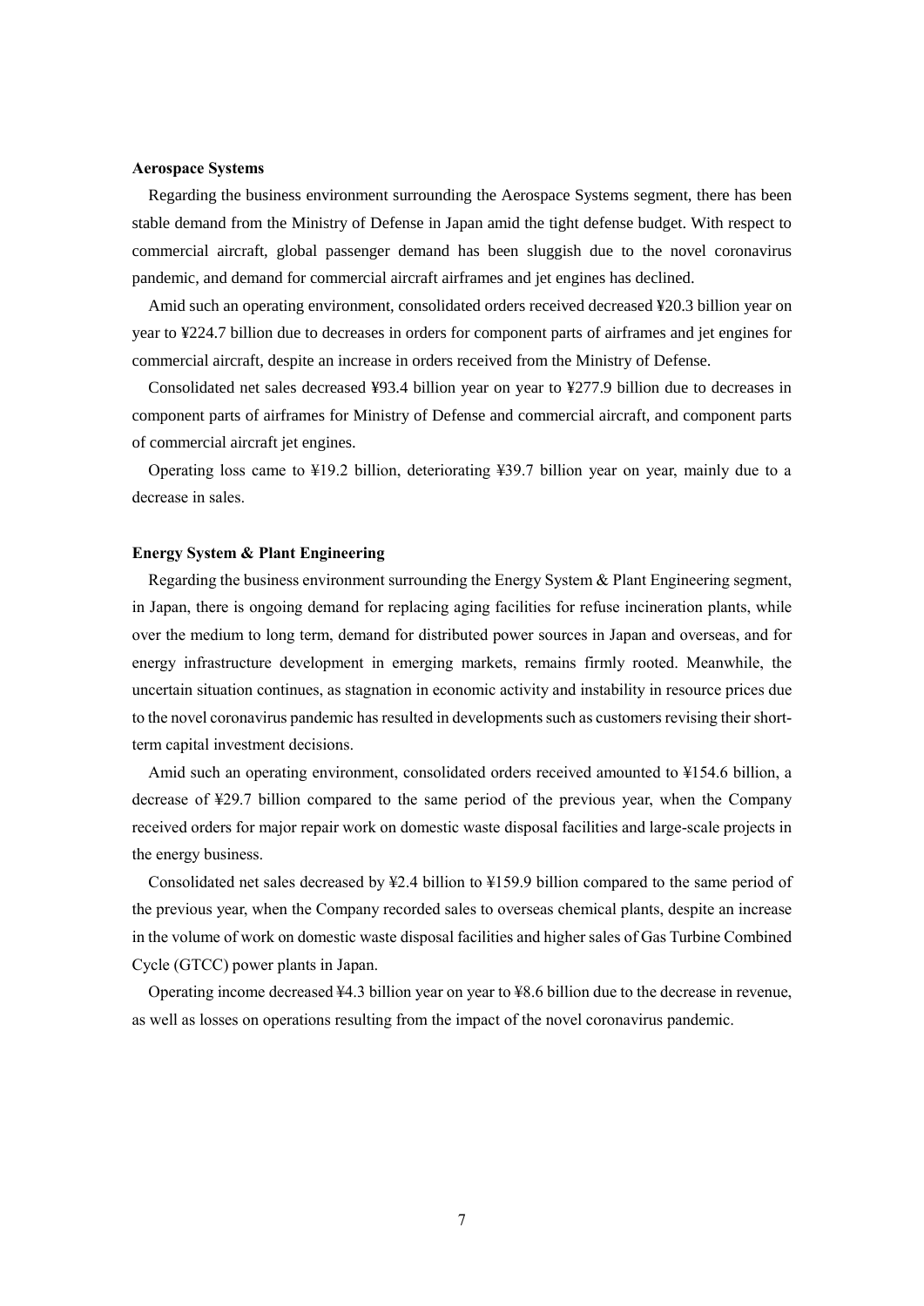**Aerospace Systems**

Regarding the business environment surrounding the Aerospace Systems segment, there has been stable demand from the Ministry of Defense in Japan amid the tight defense budget. With respect to commercial aircraft, global passenger demand has been sluggish due to the novel coronavirus pandemic, and demand for commercial aircraft airframes and jet engines has declined.

Amid such an operating environment, consolidated orders received decreased ¥20.3 billion year on year to ¥224.7 billion due to decreases in orders for component parts of airframes and jet engines for commercial aircraft, despite an increase in orders received from the Ministry of Defense.

Consolidated net sales decreased ¥93.4 billion year on year to ¥277.9 billion due to decreases in component parts of airframes for Ministry of Defense and commercial aircraft, and component parts of commercial aircraft jet engines.

Operating loss came to ¥19.2 billion, deteriorating ¥39.7 billion year on year, mainly due to a decrease in sales.

**Energy System & Plant Engineering**

Regarding the business environment surrounding the Energy System & Plant Engineering segment, in Japan, there is ongoing demand for replacing aging facilities for refuse incineration plants, while over the medium to long term, demand for distributed power sources in Japan and overseas, and for energy infrastructure development in emerging markets, remains firmly rooted. Meanwhile, the uncertain situation continues, as stagnation in economic activity and instability in resource prices due to the novel coronavirus pandemic has resulted in developments such as customers revising their short-term capital investment decisions.

Amid such an operating environment, consolidated orders received amounted to ¥154.6 billion, a decrease of ¥29.7 billion compared to the same period of the previous year, when the Company received orders for major repair work on domestic waste disposal facilities and large-scale projects in the energy business.

Consolidated net sales decreased by ¥2.4 billion to ¥159.9 billion compared to the same period of the previous year, when the Company recorded sales to overseas chemical plants, despite an increase in the volume of work on domestic waste disposal facilities and higher sales of Gas Turbine Combined Cycle (GTCC) power plants in Japan.

Operating income decreased ¥4.3 billion year on year to ¥8.6 billion due to the decrease in revenue, as well as losses on operations resulting from the impact of the novel coronavirus pandemic.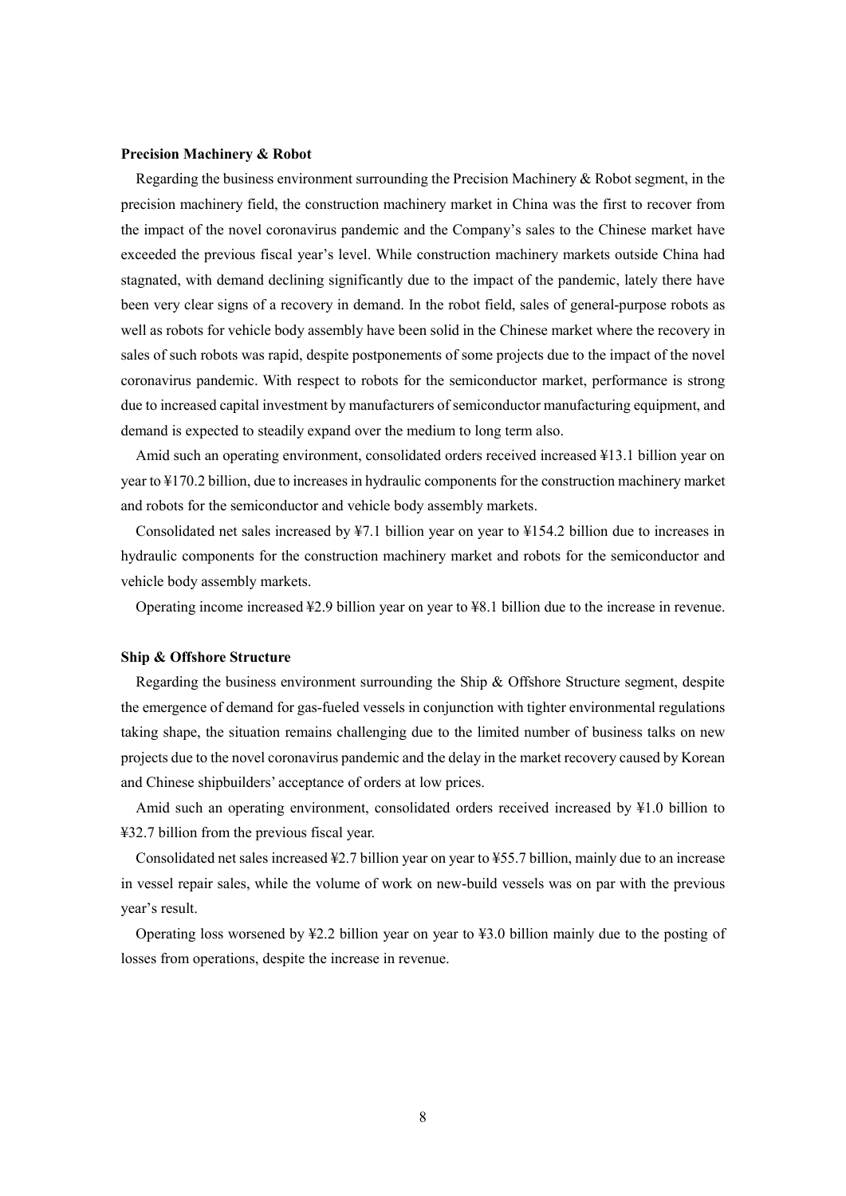**Precision Machinery & Robot**

Regarding the business environment surrounding the Precision Machinery & Robot segment, in the precision machinery field, the construction machinery market in China was the first to recover from the impact of the novel coronavirus pandemic and the Company's sales to the Chinese market have exceeded the previous fiscal year's level. While construction machinery markets outside China had stagnated, with demand declining significantly due to the impact of the pandemic, lately there have been very clear signs of a recovery in demand. In the robot field, sales of general-purpose robots as well as robots for vehicle body assembly have been solid in the Chinese market where the recovery in sales of such robots was rapid, despite postponements of some projects due to the impact of the novel coronavirus pandemic. With respect to robots for the semiconductor market, performance is strong due to increased capital investment by manufacturers of semiconductor manufacturing equipment, and demand is expected to steadily expand over the medium to long term also.

Amid such an operating environment, consolidated orders received increased ¥13.1 billion year on year to ¥170.2 billion, due to increases in hydraulic components for the construction machinery market and robots for the semiconductor and vehicle body assembly markets.

Consolidated net sales increased by ¥7.1 billion year on year to ¥154.2 billion due to increases in hydraulic components for the construction machinery market and robots for the semiconductor and vehicle body assembly markets.

Operating income increased ¥2.9 billion year on year to ¥8.1 billion due to the increase in revenue.

**Ship & Offshore Structure**

Regarding the business environment surrounding the Ship & Offshore Structure segment, despite the emergence of demand for gas-fueled vessels in conjunction with tighter environmental regulations taking shape, the situation remains challenging due to the limited number of business talks on new projects due to the novel coronavirus pandemic and the delay in the market recovery caused by Korean and Chinese shipbuilders' acceptance of orders at low prices.

Amid such an operating environment, consolidated orders received increased by ¥1.0 billion to ¥32.7 billion from the previous fiscal year.

Consolidated net sales increased ¥2.7 billion year on year to ¥55.7 billion, mainly due to an increase in vessel repair sales, while the volume of work on new-build vessels was on par with the previous year's result.

Operating loss worsened by ¥2.2 billion year on year to ¥3.0 billion mainly due to the posting of losses from operations, despite the increase in revenue.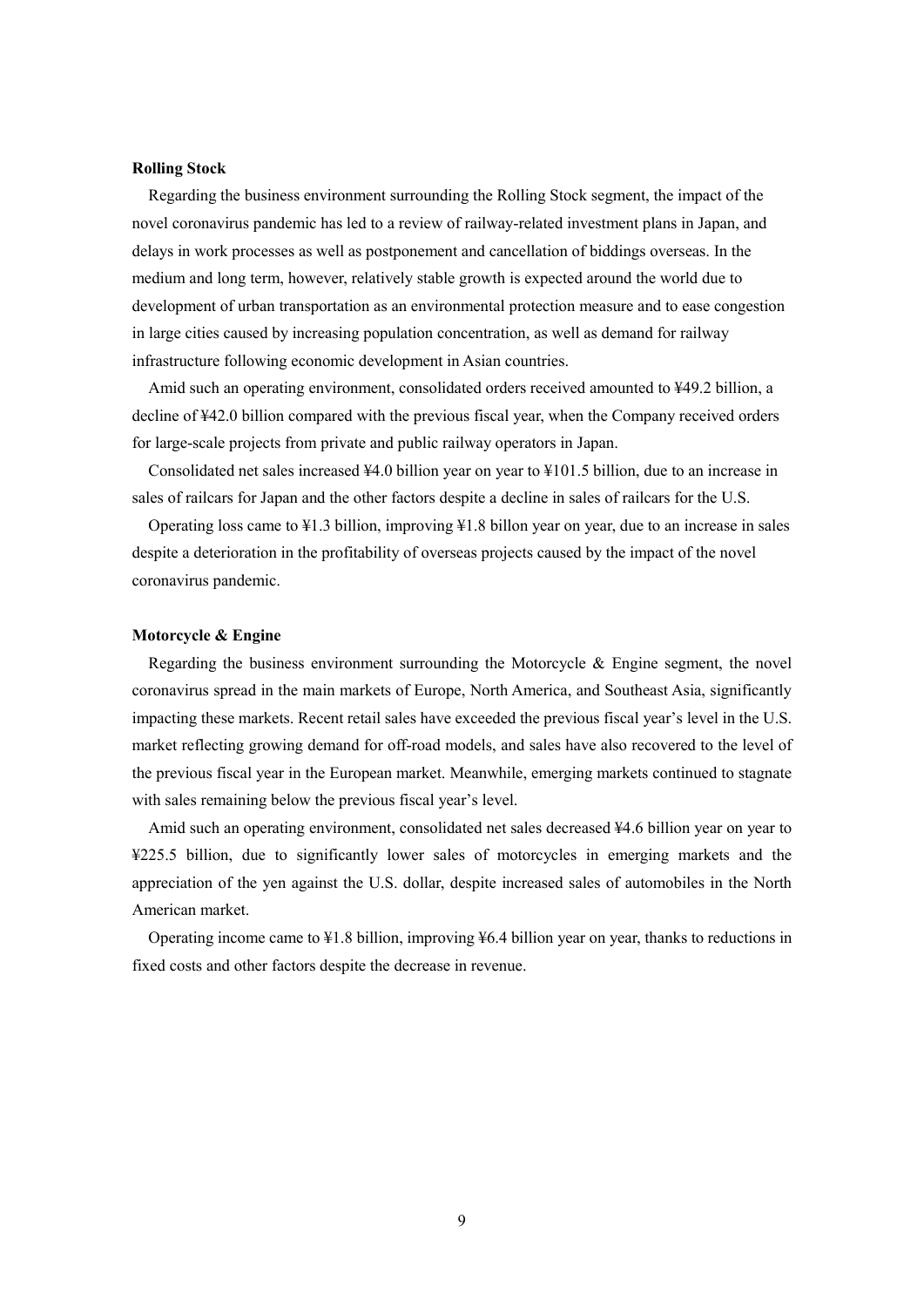**Rolling Stock**

Regarding the business environment surrounding the Rolling Stock segment, the impact of the novel coronavirus pandemic has led to a review of railway-related investment plans in Japan, and delays in work processes as well as postponement and cancellation of biddings overseas. In the medium and long term, however, relatively stable growth is expected around the world due to development of urban transportation as an environmental protection measure and to ease congestion in large cities caused by increasing population concentration, as well as demand for railway infrastructure following economic development in Asian countries.

Amid such an operating environment, consolidated orders received amounted to ¥49.2 billion, a decline of ¥42.0 billion compared with the previous fiscal year, when the Company received orders for large-scale projects from private and public railway operators in Japan.

Consolidated net sales increased ¥4.0 billion year on year to ¥101.5 billion, due to an increase in sales of railcars for Japan and the other factors despite a decline in sales of railcars for the U.S.

Operating loss came to ¥1.3 billion, improving ¥1.8 billon year on year, due to an increase in sales despite a deterioration in the profitability of overseas projects caused by the impact of the novel coronavirus pandemic.

**Motorcycle & Engine**

Regarding the business environment surrounding the Motorcycle & Engine segment, the novel coronavirus spread in the main markets of Europe, North America, and Southeast Asia, significantly impacting these markets. Recent retail sales have exceeded the previous fiscal year's level in the U.S. market reflecting growing demand for off-road models, and sales have also recovered to the level of the previous fiscal year in the European market. Meanwhile, emerging markets continued to stagnate with sales remaining below the previous fiscal year's level.

Amid such an operating environment, consolidated net sales decreased ¥4.6 billion year on year to ¥225.5 billion, due to significantly lower sales of motorcycles in emerging markets and the appreciation of the yen against the U.S. dollar, despite increased sales of automobiles in the North American market.

Operating income came to ¥1.8 billion, improving ¥6.4 billion year on year, thanks to reductions in fixed costs and other factors despite the decrease in revenue.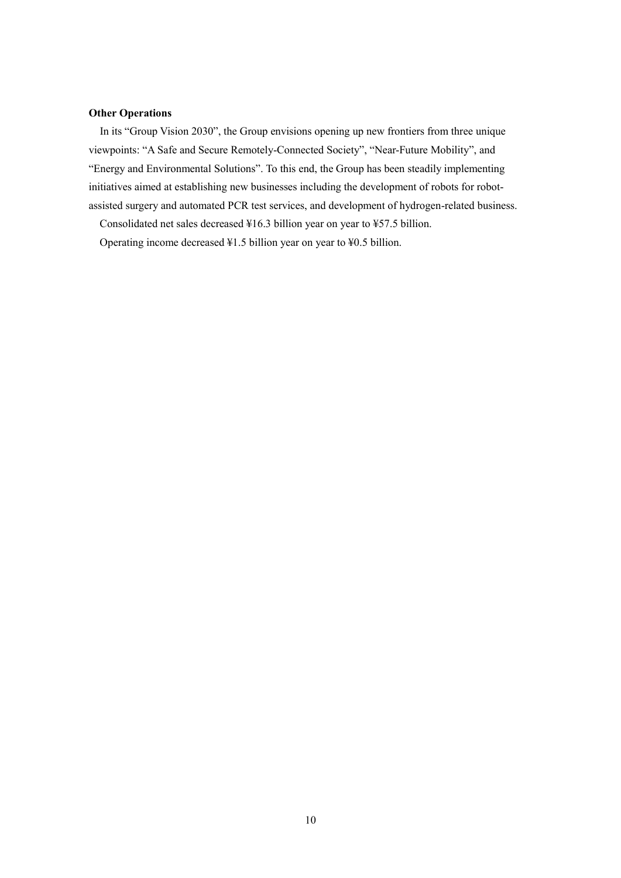**Other Operations**

In its “Group Vision 2030”, the Group envisions opening up new frontiers from three unique viewpoints: “A Safe and Secure Remotely-Connected Society”, “Near-Future Mobility”, and “Energy and Environmental Solutions”. To this end, the Group has been steadily implementing initiatives aimed at establishing new businesses including the development of robots for robot-assisted surgery and automated PCR test services, and development of hydrogen-related business.

Consolidated net sales decreased ¥16.3 billion year on year to ¥57.5 billion.

Operating income decreased ¥1.5 billion year on year to ¥0.5 billion.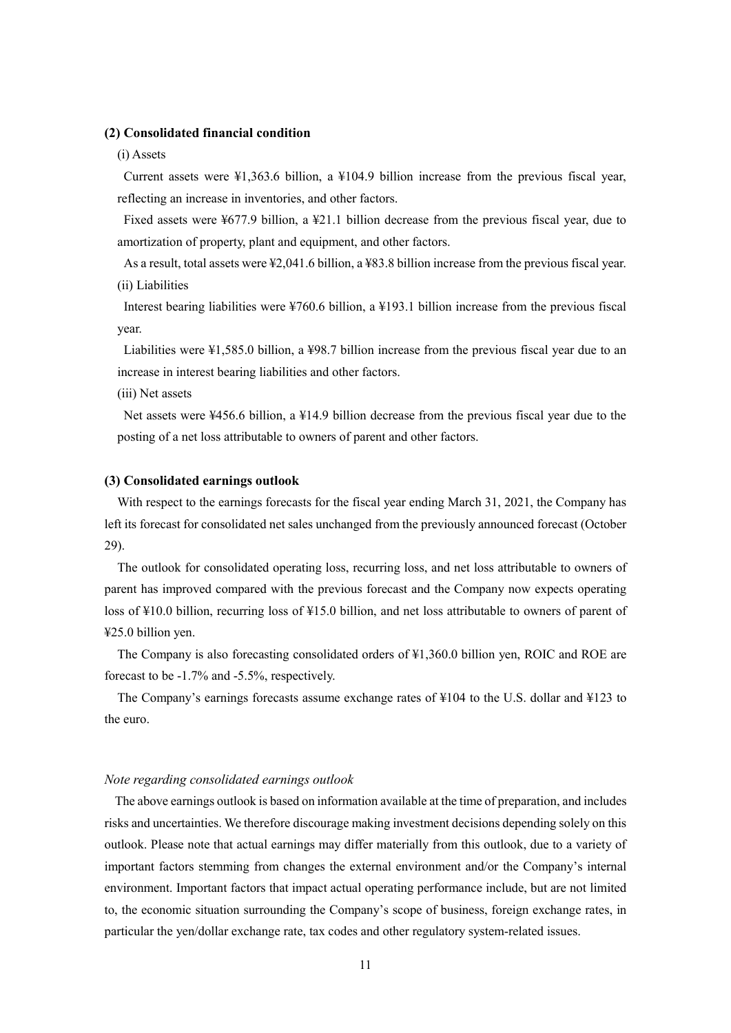### (2) Consolidated financial condition

(i) Assets

Current assets were ¥1,363.6 billion, a ¥104.9 billion increase from the previous fiscal year, reflecting an increase in inventories, and other factors.

Fixed assets were ¥677.9 billion, a ¥21.1 billion decrease from the previous fiscal year, due to amortization of property, plant and equipment, and other factors.

As a result, total assets were ¥2,041.6 billion, a ¥83.8 billion increase from the previous fiscal year.

(ii) Liabilities

Interest bearing liabilities were ¥760.6 billion, a ¥193.1 billion increase from the previous fiscal year.

Liabilities were ¥1,585.0 billion, a ¥98.7 billion increase from the previous fiscal year due to an increase in interest bearing liabilities and other factors.

(iii) Net assets

Net assets were ¥456.6 billion, a ¥14.9 billion decrease from the previous fiscal year due to the posting of a net loss attributable to owners of parent and other factors.

### (3) Consolidated earnings outlook

With respect to the earnings forecasts for the fiscal year ending March 31, 2021, the Company has left its forecast for consolidated net sales unchanged from the previously announced forecast (October 29).

The outlook for consolidated operating loss, recurring loss, and net loss attributable to owners of parent has improved compared with the previous forecast and the Company now expects operating loss of ¥10.0 billion, recurring loss of ¥15.0 billion, and net loss attributable to owners of parent of ¥25.0 billion yen.

The Company is also forecasting consolidated orders of ¥1,360.0 billion yen, ROIC and ROE are forecast to be -1.7% and -5.5%, respectively.

The Company's earnings forecasts assume exchange rates of ¥104 to the U.S. dollar and ¥123 to the euro.

*Note regarding consolidated earnings outlook*

The above earnings outlook is based on information available at the time of preparation, and includes risks and uncertainties. We therefore discourage making investment decisions depending solely on this outlook. Please note that actual earnings may differ materially from this outlook, due to a variety of important factors stemming from changes the external environment and/or the Company's internal environment. Important factors that impact actual operating performance include, but are not limited to, the economic situation surrounding the Company's scope of business, foreign exchange rates, in particular the yen/dollar exchange rate, tax codes and other regulatory system-related issues.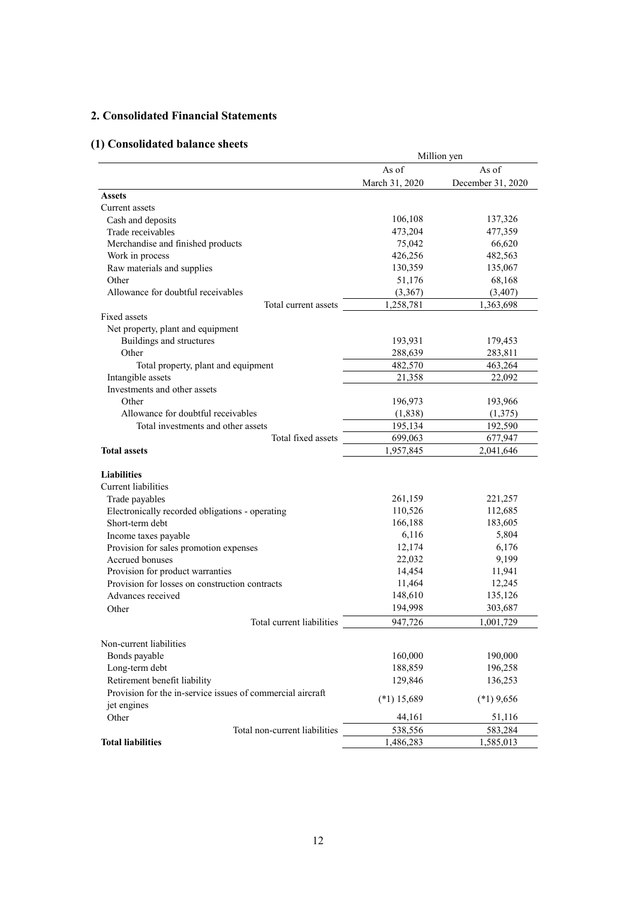## 2. Consolidated Financial Statements

### (1) Consolidated balance sheets

| | Million yen | |
|---|---|---|
| | As of March 31, 2020 | As of December 31, 2020 |
| **Assets** | | |
| Current assets | | |
| Cash and deposits | 106,108 | 137,326 |
| Trade receivables | 473,204 | 477,359 |
| Merchandise and finished products | 75,042 | 66,620 |
| Work in process | 426,256 | 482,563 |
| Raw materials and supplies | 130,359 | 135,067 |
| Other | 51,176 | 68,168 |
| Allowance for doubtful receivables | (3,367) | (3,407) |
| Total current assets | 1,258,781 | 1,363,698 |
| Fixed assets | | |
| Net property, plant and equipment | | |
| Buildings and structures | 193,931 | 179,453 |
| Other | 288,639 | 283,811 |
| Total property, plant and equipment | 482,570 | 463,264 |
| Intangible assets | 21,358 | 22,092 |
| Investments and other assets | | |
| Other | 196,973 | 193,966 |
| Allowance for doubtful receivables | (1,838) | (1,375) |
| Total investments and other assets | 195,134 | 192,590 |
| Total fixed assets | 699,063 | 677,947 |
| **Total assets** | 1,957,845 | 2,041,646 |
| **Liabilities** | | |
| Current liabilities | | |
| Trade payables | 261,159 | 221,257 |
| Electronically recorded obligations - operating | 110,526 | 112,685 |
| Short-term debt | 166,188 | 183,605 |
| Income taxes payable | 6,116 | 5,804 |
| Provision for sales promotion expenses | 12,174 | 6,176 |
| Accrued bonuses | 22,032 | 9,199 |
| Provision for product warranties | 14,454 | 11,941 |
| Provision for losses on construction contracts | 11,464 | 12,245 |
| Advances received | 148,610 | 135,126 |
| Other | 194,998 | 303,687 |
| Total current liabilities | 947,726 | 1,001,729 |
| Non-current liabilities | | |
| Bonds payable | 160,000 | 190,000 |
| Long-term debt | 188,859 | 196,258 |
| Retirement benefit liability | 129,846 | 136,253 |
| Provision for the in-service issues of commercial aircraft jet engines | (*1) 15,689 | (*1) 9,656 |
| Other | 44,161 | 51,116 |
| Total non-current liabilities | 538,556 | 583,284 |
| **Total liabilities** | 1,486,283 | 1,585,013 |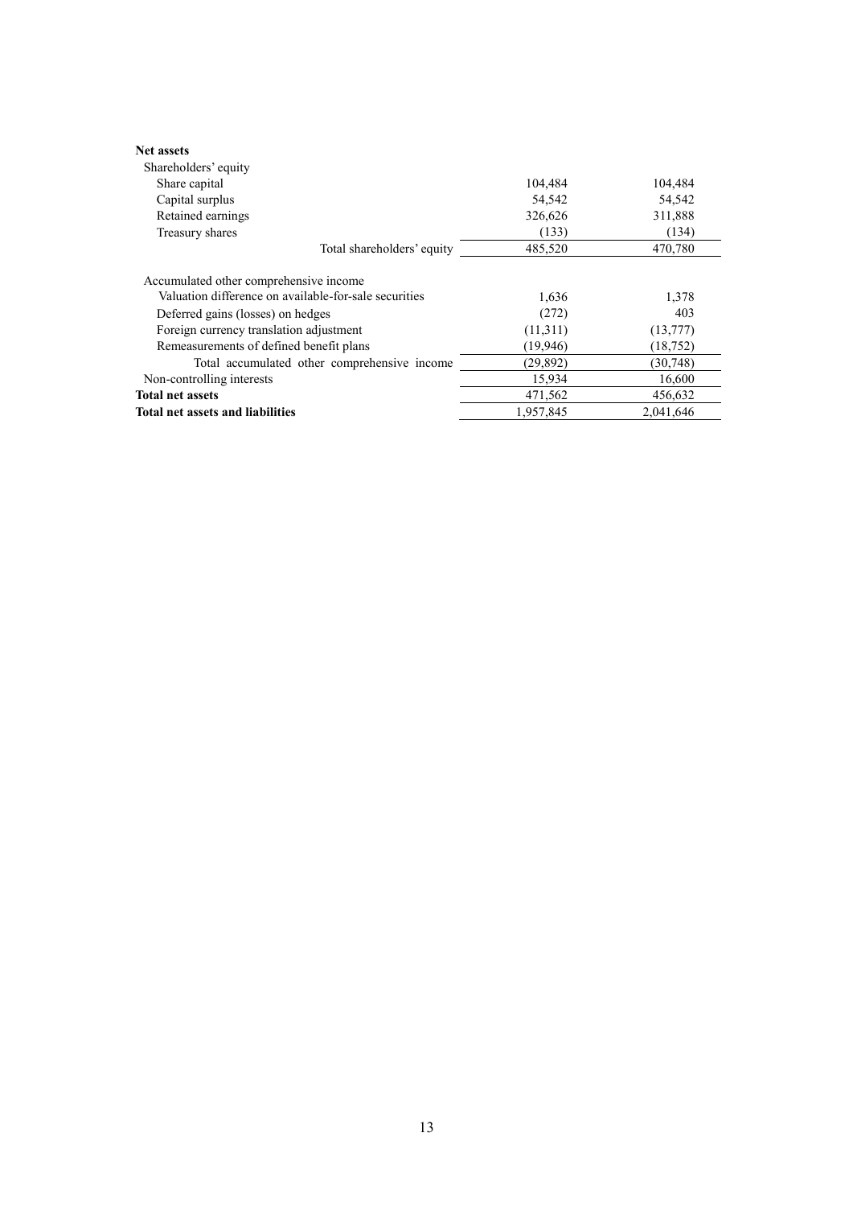| | | |
|---|---|---|
| **Net assets** | | |
| Shareholders' equity | | |
| Share capital | 104,484 | 104,484 |
| Capital surplus | 54,542 | 54,542 |
| Retained earnings | 326,626 | 311,888 |
| Treasury shares | (133) | (134) |
| Total shareholders' equity | 485,520 | 470,780 |
| Accumulated other comprehensive income | | |
| Valuation difference on available-for-sale securities | 1,636 | 1,378 |
| Deferred gains (losses) on hedges | (272) | 403 |
| Foreign currency translation adjustment | (11,311) | (13,777) |
| Remeasurements of defined benefit plans | (19,946) | (18,752) |
| Total accumulated other comprehensive income | (29,892) | (30,748) |
| Non-controlling interests | 15,934 | 16,600 |
| **Total net assets** | 471,562 | 456,632 |
| **Total net assets and liabilities** | 1,957,845 | 2,041,646 |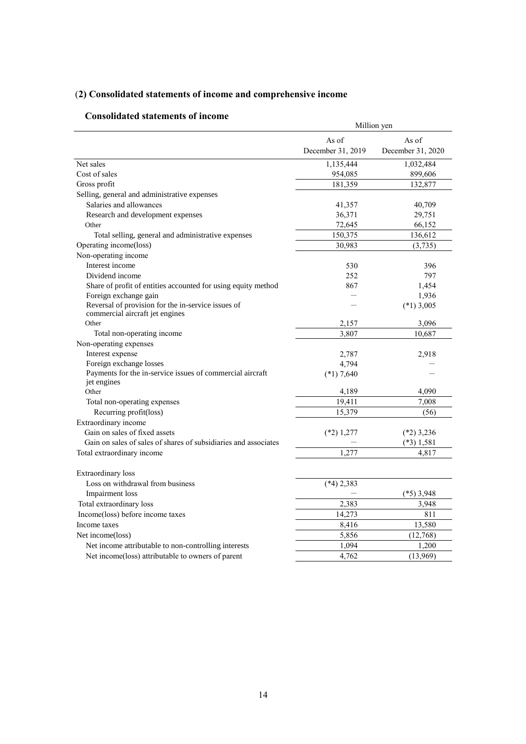## (2) Consolidated statements of income and comprehensive income

### Consolidated statements of income

| | Million yen | |
|---|---|---|
| | As of December 31, 2019 | As of December 31, 2020 |
| Net sales | 1,135,444 | 1,032,484 |
| Cost of sales | 954,085 | 899,606 |
| Gross profit | 181,359 | 132,877 |
| Selling, general and administrative expenses | | |
| Salaries and allowances | 41,357 | 40,709 |
| Research and development expenses | 36,371 | 29,751 |
| Other | 72,645 | 66,152 |
| Total selling, general and administrative expenses | 150,375 | 136,612 |
| Operating income(loss) | 30,983 | (3,735) |
| Non-operating income | | |
| Interest income | 530 | 396 |
| Dividend income | 252 | 797 |
| Share of profit of entities accounted for using equity method | 867 | 1,454 |
| Foreign exchange gain | — | 1,936 |
| Reversal of provision for the in-service issues of commercial aircraft jet engines | — | (*1) 3,005 |
| Other | 2,157 | 3,096 |
| Total non-operating income | 3,807 | 10,687 |
| Non-operating expenses | | |
| Interest expense | 2,787 | 2,918 |
| Foreign exchange losses | 4,794 | — |
| Payments for the in-service issues of commercial aircraft jet engines | (*1) 7,640 | — |
| Other | 4,189 | 4,090 |
| Total non-operating expenses | 19,411 | 7,008 |
| Recurring profit(loss) | 15,379 | (56) |
| Extraordinary income | | |
| Gain on sales of fixed assets | (*2) 1,277 | (*2) 3,236 |
| Gain on sales of sales of shares of subsidiaries and associates | — | (*3) 1,581 |
| Total extraordinary income | 1,277 | 4,817 |
| Extraordinary loss | | |
| Loss on withdrawal from business | (*4) 2,383 | |
| Impairment loss | — | (*5) 3,948 |
| Total extraordinary loss | 2,383 | 3,948 |
| Income(loss) before income taxes | 14,273 | 811 |
| Income taxes | 8,416 | 13,580 |
| Net income(loss) | 5,856 | (12,768) |
| Net income attributable to non-controlling interests | 1,094 | 1,200 |
| Net income(loss) attributable to owners of parent | 4,762 | (13,969) |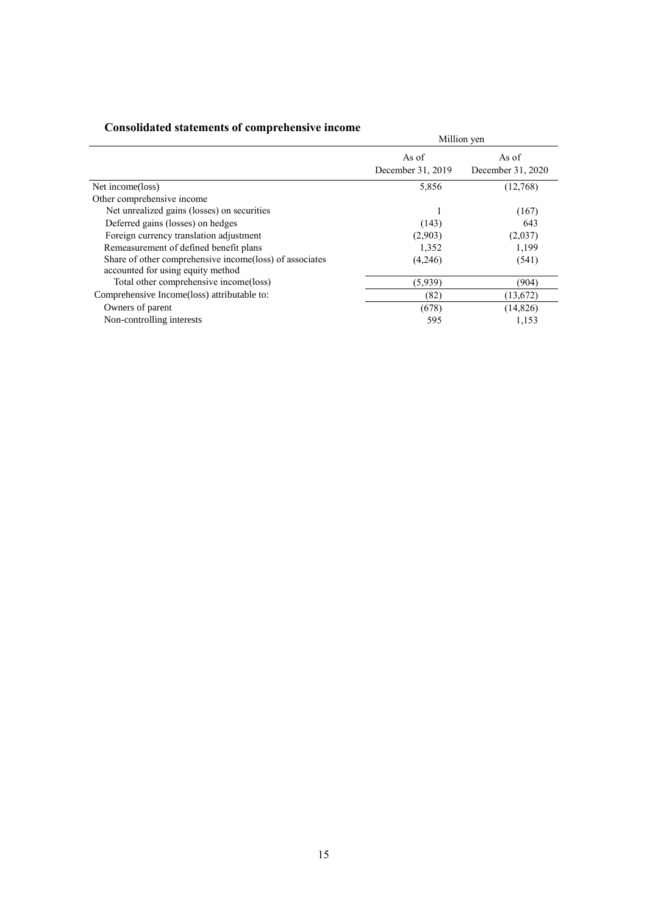## Consolidated statements of comprehensive income

| | Million yen | |
|---|---|---|
| | As of December 31, 2019 | As of December 31, 2020 |
| Net income(loss) | 5,856 | (12,768) |
| Other comprehensive income | | |
| Net unrealized gains (losses) on securities | 1 | (167) |
| Deferred gains (losses) on hedges | (143) | 643 |
| Foreign currency translation adjustment | (2,903) | (2,037) |
| Remeasurement of defined benefit plans | 1,352 | 1,199 |
| Share of other comprehensive income(loss) of associates accounted for using equity method | (4,246) | (541) |
| Total other comprehensive income(loss) | (5,939) | (904) |
| Comprehensive Income(loss) attributable to: | (82) | (13,672) |
| Owners of parent | (678) | (14,826) |
| Non-controlling interests | 595 | 1,153 |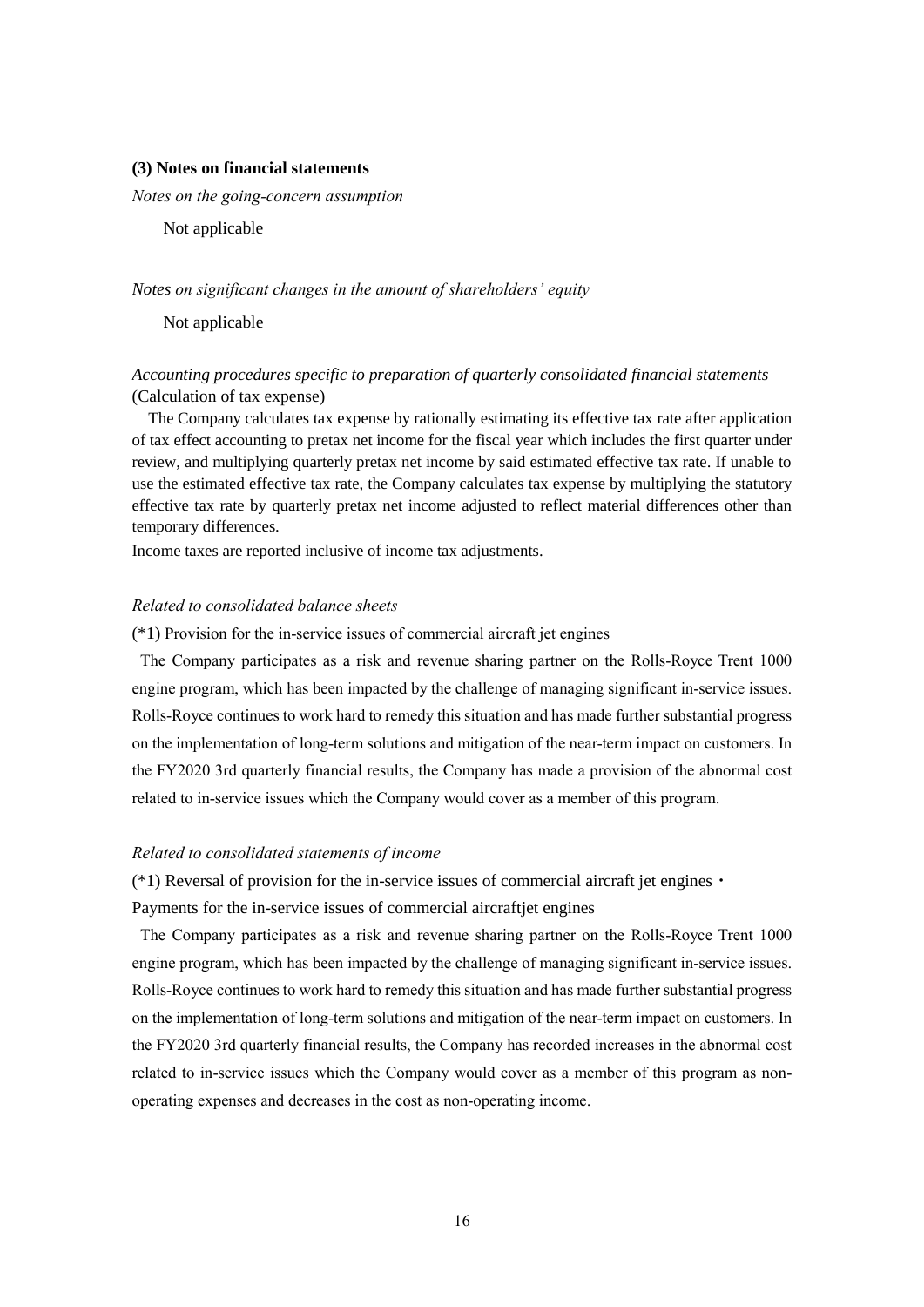### (3) Notes on financial statements

*Notes on the going-concern assumption*

Not applicable

*Notes on significant changes in the amount of shareholders' equity*

Not applicable

*Accounting procedures specific to preparation of quarterly consolidated financial statements*
(Calculation of tax expense)

The Company calculates tax expense by rationally estimating its effective tax rate after application of tax effect accounting to pretax net income for the fiscal year which includes the first quarter under review, and multiplying quarterly pretax net income by said estimated effective tax rate. If unable to use the estimated effective tax rate, the Company calculates tax expense by multiplying the statutory effective tax rate by quarterly pretax net income adjusted to reflect material differences other than temporary differences.

Income taxes are reported inclusive of income tax adjustments.

*Related to consolidated balance sheets*

(*1) Provision for the in-service issues of commercial aircraft jet engines

The Company participates as a risk and revenue sharing partner on the Rolls-Royce Trent 1000 engine program, which has been impacted by the challenge of managing significant in-service issues. Rolls-Royce continues to work hard to remedy this situation and has made further substantial progress on the implementation of long-term solutions and mitigation of the near-term impact on customers. In the FY2020 3rd quarterly financial results, the Company has made a provision of the abnormal cost related to in-service issues which the Company would cover as a member of this program.

*Related to consolidated statements of income*

(*1) Reversal of provision for the in-service issues of commercial aircraft jet engines・
Payments for the in-service issues of commercial aircraftjet engines

The Company participates as a risk and revenue sharing partner on the Rolls-Royce Trent 1000 engine program, which has been impacted by the challenge of managing significant in-service issues. Rolls-Royce continues to work hard to remedy this situation and has made further substantial progress on the implementation of long-term solutions and mitigation of the near-term impact on customers. In the FY2020 3rd quarterly financial results, the Company has recorded increases in the abnormal cost related to in-service issues which the Company would cover as a member of this program as non-operating expenses and decreases in the cost as non-operating income.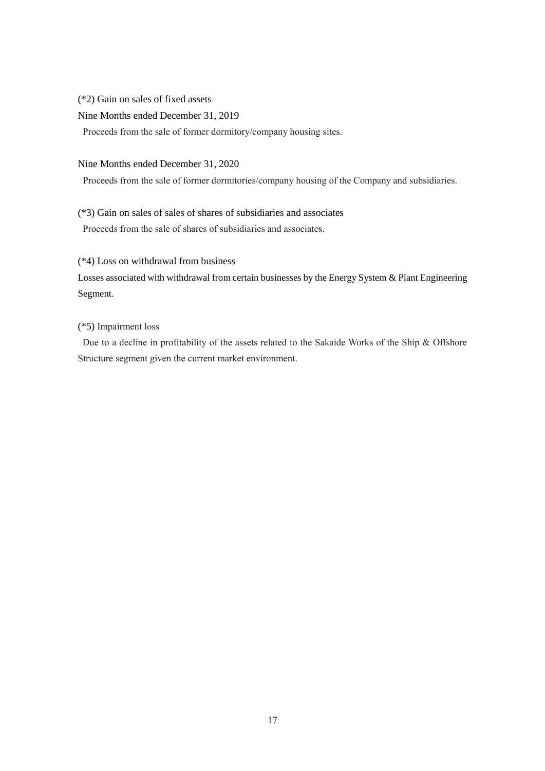(*2) Gain on sales of fixed assets

Nine Months ended December 31, 2019

Proceeds from the sale of former dormitory/company housing sites.

Nine Months ended December 31, 2020

Proceeds from the sale of former dormitories/company housing of the Company and subsidiaries.

(*3) Gain on sales of sales of shares of subsidiaries and associates

Proceeds from the sale of shares of subsidiaries and associates.

(*4) Loss on withdrawal from business

Losses associated with withdrawal from certain businesses by the Energy System & Plant Engineering Segment.

(*5) Impairment loss

Due to a decline in profitability of the assets related to the Sakaide Works of the Ship & Offshore Structure segment given the current market environment.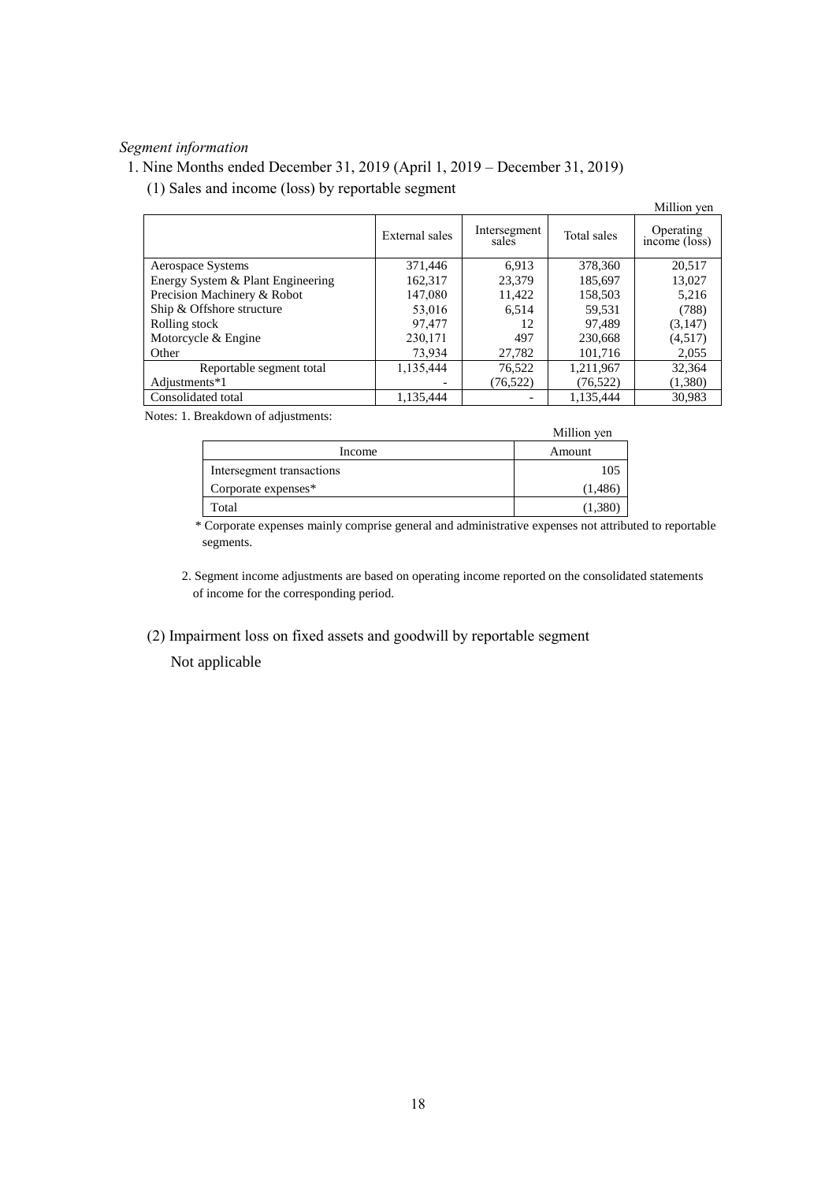*Segment information*

1. Nine Months ended December 31, 2019 (April 1, 2019 – December 31, 2019)

(1) Sales and income (loss) by reportable segment

Million yen

| | External sales | Intersegment sales | Total sales | Operating income (loss) |
|---|---|---|---|---|
| Aerospace Systems | 371,446 | 6,913 | 378,360 | 20,517 |
| Energy System & Plant Engineering | 162,317 | 23,379 | 185,697 | 13,027 |
| Precision Machinery & Robot | 147,080 | 11,422 | 158,503 | 5,216 |
| Ship & Offshore structure | 53,016 | 6,514 | 59,531 | (788) |
| Rolling stock | 97,477 | 12 | 97,489 | (3,147) |
| Motorcycle & Engine | 230,171 | 497 | 230,668 | (4,517) |
| Other | 73,934 | 27,782 | 101,716 | 2,055 |
| Reportable segment total | 1,135,444 | 76,522 | 1,211,967 | 32,364 |
| Adjustments*1 | - | (76,522) | (76,522) | (1,380) |
| Consolidated total | 1,135,444 | - | 1,135,444 | 30,983 |

Notes: 1. Breakdown of adjustments:

Million yen

| Income | Amount |
|---|---|
| Intersegment transactions | 105 |
| Corporate expenses* | (1,486) |
| Total | (1,380) |

\* Corporate expenses mainly comprise general and administrative expenses not attributed to reportable segments.

2. Segment income adjustments are based on operating income reported on the consolidated statements of income for the corresponding period.

(2) Impairment loss on fixed assets and goodwill by reportable segment

Not applicable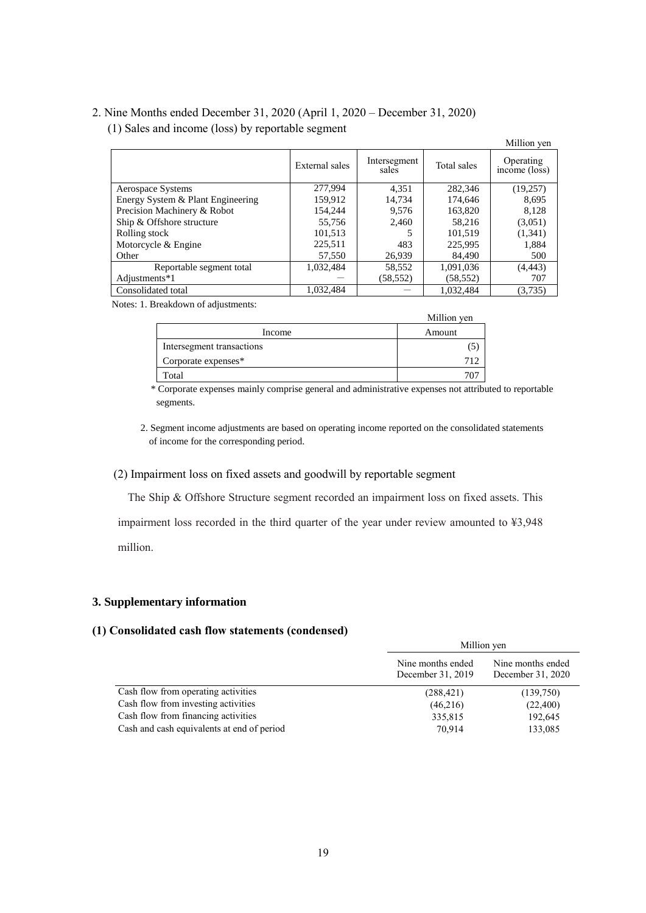2. Nine Months ended December 31, 2020 (April 1, 2020 – December 31, 2020)

(1) Sales and income (loss) by reportable segment

Million yen

| | External sales | Intersegment sales | Total sales | Operating income (loss) |
|---|---|---|---|---|
| Aerospace Systems | 277,994 | 4,351 | 282,346 | (19,257) |
| Energy System & Plant Engineering | 159,912 | 14,734 | 174,646 | 8,695 |
| Precision Machinery & Robot | 154,244 | 9,576 | 163,820 | 8,128 |
| Ship & Offshore structure | 55,756 | 2,460 | 58,216 | (3,051) |
| Rolling stock | 101,513 | 5 | 101,519 | (1,341) |
| Motorcycle & Engine | 225,511 | 483 | 225,995 | 1,884 |
| Other | 57,550 | 26,939 | 84,490 | 500 |
| Reportable segment total | 1,032,484 | 58,552 | 1,091,036 | (4,443) |
| Adjustments*1 | — | (58,552) | (58,552) | 707 |
| Consolidated total | 1,032,484 | — | 1,032,484 | (3,735) |

Notes: 1. Breakdown of adjustments:

Million yen

| Income | Amount |
|---|---|
| Intersegment transactions | (5) |
| Corporate expenses* | 712 |
| Total | 707 |

\* Corporate expenses mainly comprise general and administrative expenses not attributed to reportable segments.

2. Segment income adjustments are based on operating income reported on the consolidated statements of income for the corresponding period.

(2) Impairment loss on fixed assets and goodwill by reportable segment

The Ship & Offshore Structure segment recorded an impairment loss on fixed assets. This impairment loss recorded in the third quarter of the year under review amounted to ¥3,948 million.

### 3. Supplementary information

### (1) Consolidated cash flow statements (condensed)

| | Million yen | |
|---|---|---|
| | Nine months ended December 31, 2019 | Nine months ended December 31, 2020 |
| Cash flow from operating activities | (288,421) | (139,750) |
| Cash flow from investing activities | (46,216) | (22,400) |
| Cash flow from financing activities | 335,815 | 192,645 |
| Cash and cash equivalents at end of period | 70,914 | 133,085 |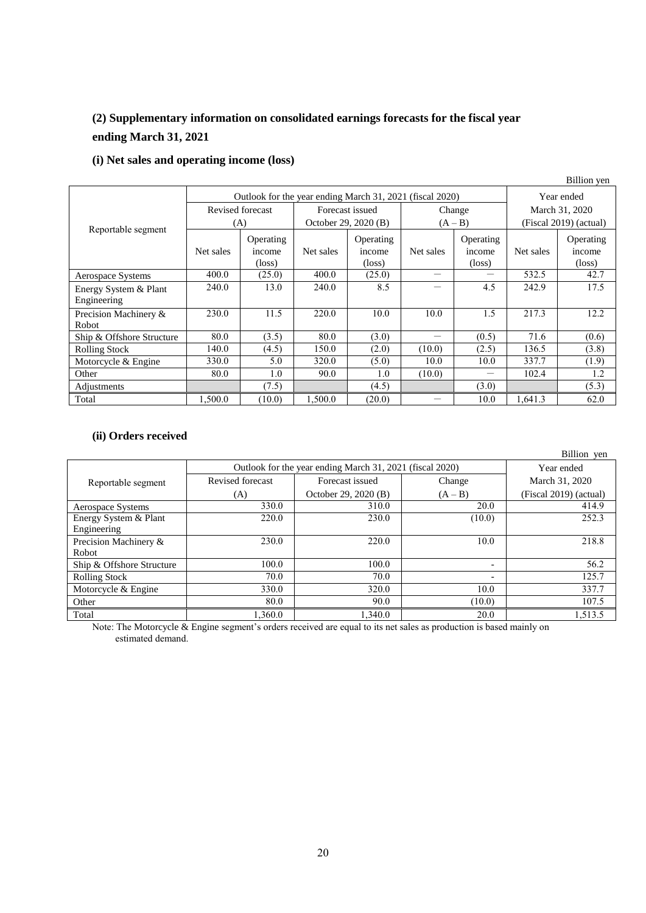### (2) Supplementary information on consolidated earnings forecasts for the fiscal year ending March 31, 2021

#### (i) Net sales and operating income (loss)

Billion yen

| Reportable segment | Outlook for the year ending March 31, 2021 (fiscal 2020) | | | | | | Year ended March 31, 2020 (Fiscal 2019) (actual) | |
|---|---|---|---|---|---|---|---|---|
| | Revised forecast (A) | | Forecast issued October 29, 2020 (B) | | Change (A – B) | | | |
| | Net sales | Operating income (loss) | Net sales | Operating income (loss) | Net sales | Operating income (loss) | Net sales | Operating income (loss) |
| Aerospace Systems | 400.0 | (25.0) | 400.0 | (25.0) | — | — | 532.5 | 42.7 |
| Energy System & Plant Engineering | 240.0 | 13.0 | 240.0 | 8.5 | — | 4.5 | 242.9 | 17.5 |
| Precision Machinery & Robot | 230.0 | 11.5 | 220.0 | 10.0 | 10.0 | 1.5 | 217.3 | 12.2 |
| Ship & Offshore Structure | 80.0 | (3.5) | 80.0 | (3.0) | — | (0.5) | 71.6 | (0.6) |
| Rolling Stock | 140.0 | (4.5) | 150.0 | (2.0) | (10.0) | (2.5) | 136.5 | (3.8) |
| Motorcycle & Engine | 330.0 | 5.0 | 320.0 | (5.0) | 10.0 | 10.0 | 337.7 | (1.9) |
| Other | 80.0 | 1.0 | 90.0 | 1.0 | (10.0) | — | 102.4 | 1.2 |
| Adjustments | | (7.5) | | (4.5) | | (3.0) | | (5.3) |
| Total | 1,500.0 | (10.0) | 1,500.0 | (20.0) | — | 10.0 | 1,641.3 | 62.0 |

#### (ii) Orders received

Billion yen

| Reportable segment | Outlook for the year ending March 31, 2021 (fiscal 2020) | | | Year ended March 31, 2020 |
|---|---|---|---|---|
| | Revised forecast (A) | Forecast issued October 29, 2020 (B) | Change (A – B) | (Fiscal 2019) (actual) |
| Aerospace Systems | 330.0 | 310.0 | 20.0 | 414.9 |
| Energy System & Plant Engineering | 220.0 | 230.0 | (10.0) | 252.3 |
| Precision Machinery & Robot | 230.0 | 220.0 | 10.0 | 218.8 |
| Ship & Offshore Structure | 100.0 | 100.0 | - | 56.2 |
| Rolling Stock | 70.0 | 70.0 | - | 125.7 |
| Motorcycle & Engine | 330.0 | 320.0 | 10.0 | 337.7 |
| Other | 80.0 | 90.0 | (10.0) | 107.5 |
| Total | 1,360.0 | 1,340.0 | 20.0 | 1,513.5 |

Note: The Motorcycle & Engine segment's orders received are equal to its net sales as production is based mainly on estimated demand.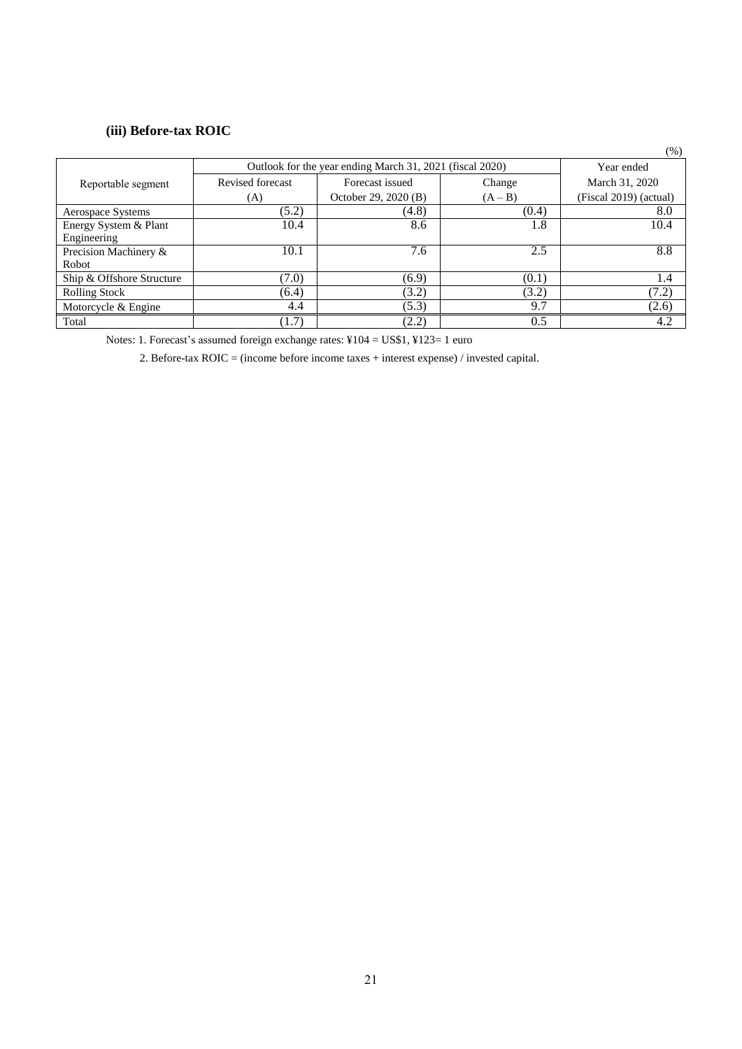### (iii) Before-tax ROIC

(%)

| Reportable segment | Outlook for the year ending March 31, 2021 (fiscal 2020) | | | Year ended March 31, 2020 (Fiscal 2019) (actual) |
|---|---|---|---|---|
| | Revised forecast (A) | Forecast issued October 29, 2020 (B) | Change (A – B) | |
| Aerospace Systems | (5.2) | (4.8) | (0.4) | 8.0 |
| Energy System & Plant Engineering | 10.4 | 8.6 | 1.8 | 10.4 |
| Precision Machinery & Robot | 10.1 | 7.6 | 2.5 | 8.8 |
| Ship & Offshore Structure | (7.0) | (6.9) | (0.1) | 1.4 |
| Rolling Stock | (6.4) | (3.2) | (3.2) | (7.2) |
| Motorcycle & Engine | 4.4 | (5.3) | 9.7 | (2.6) |
| Total | (1.7) | (2.2) | 0.5 | 4.2 |

Notes: 1. Forecast's assumed foreign exchange rates: ¥104 = US$1, ¥123= 1 euro

2. Before-tax ROIC = (income before income taxes + interest expense) / invested capital.